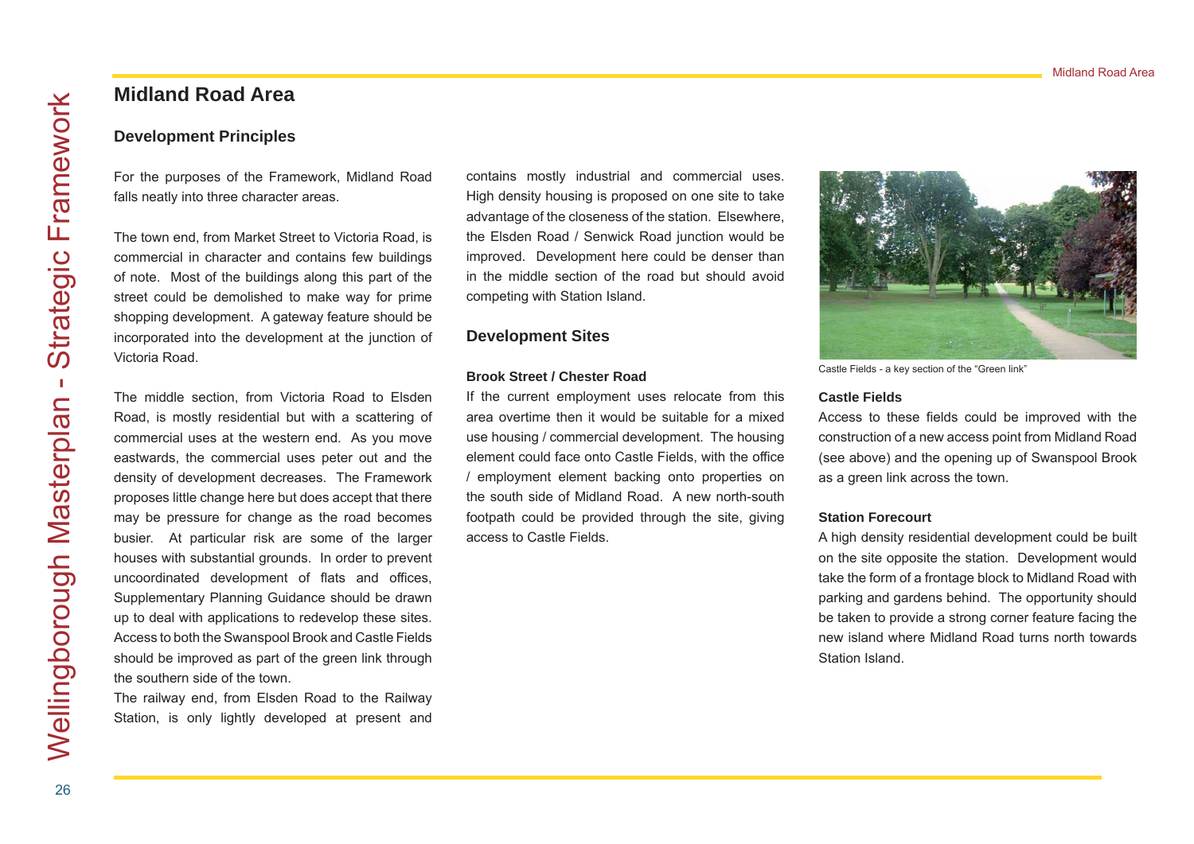# Midland Road Area

## Development Principles

For the purposes of the Framework, Midland Road falls neatly into three character areas.

The town end, from Market Street to Victoria Road, is commercial in character and contains few buildings of note. Most of the buildings along this part of the street could be demolished to make way for prime shopping development. A gateway feature should be incorporated into the development at the junction of Victoria Road.

The middle section, from Victoria Road to Elsden Road, is mostly residential but with a scattering of commercial uses at the western end. As you move eastwards, the commercial uses peter out and the density of development decreases. The Framework proposes little change here but does accept that there may be pressure for change as the road becomes busier. At particular risk are some of the larger houses with substantial grounds. In order to prevent uncoordinated development of flats and offices, Supplementary Planning Guidance should be drawn up to deal with applications to redevelop these sites. Access to both the Swanspool Brook and Castle Fields should be improved as part of the green link through the southern side of the town.

The railway end, from Elsden Road to the Railway Station, is only lightly developed at present and contains mostly industrial and commercial uses. High density housing is proposed on one site to take advantage of the closeness of the station. Elsewhere, the Elsden Road / Senwick Road junction would be improved. Development here could be denser than in the middle section of the road but should avoid competing with Station Island.

## Development Sites

### Brook Street / Chester Road

If the current employment uses relocate from this area overtime then it would be suitable for a mixed use housing / commercial development. The housing element could face onto Castle Fields, with the office / employment element backing onto properties on the south side of Midland Road. A new north-south footpath could be provided through the site, giving access to Castle Fields.

Castle Fields - a key section of the “Green link”

### Castle Fields

Access to these fields could be improved with the construction of a new access point from Midland Road (see above) and the opening up of Swanspool Brook as a green link across the town.

### Station Forecourt

A high density residential development could be built on the site opposite the station. Development would take the form of a frontage block to Midland Road with parking and gardens behind. The opportunity should be taken to provide a strong corner feature facing the new island where Midland Road turns north towards Station Island.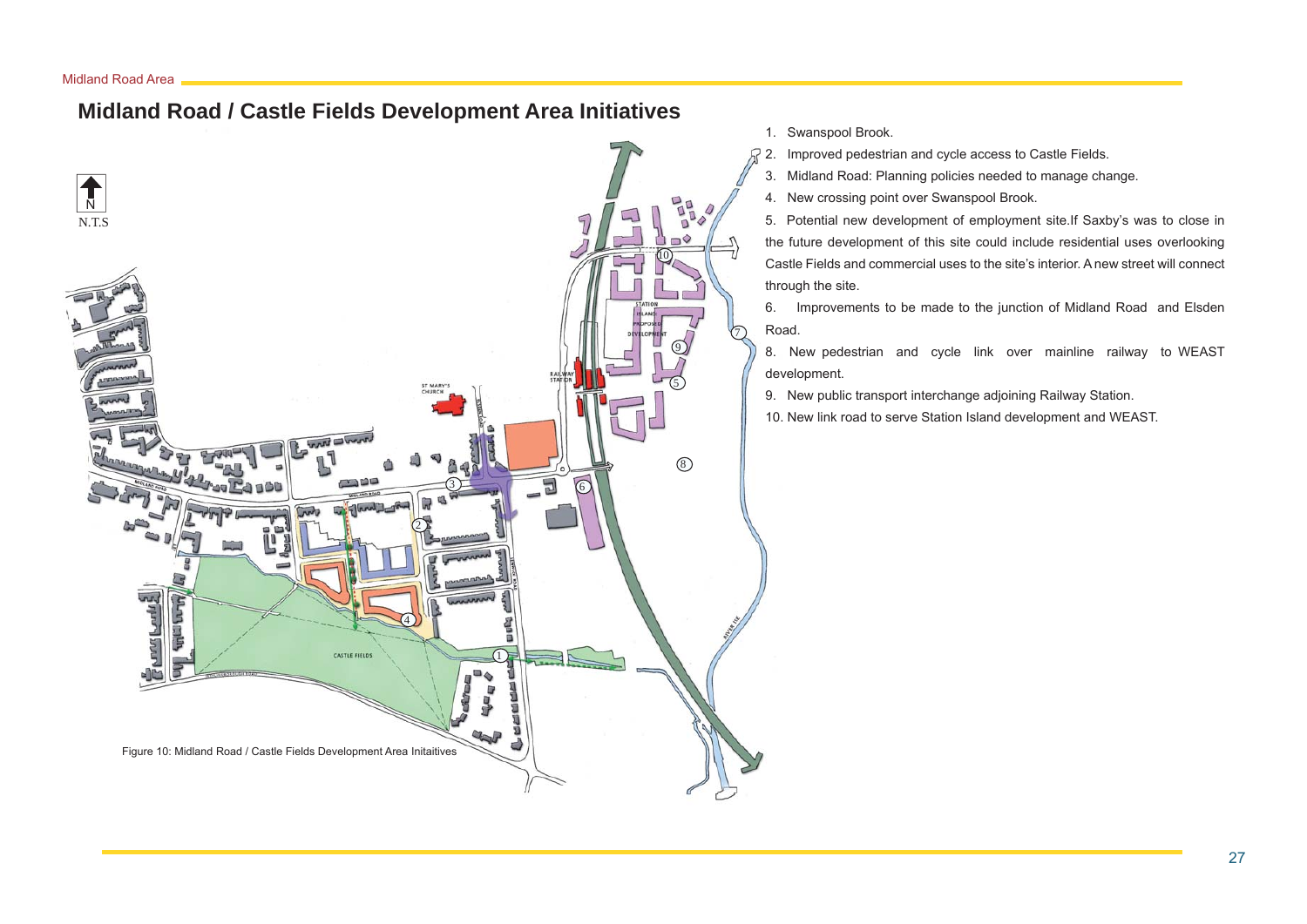# Midland Road / Castle Fields Development Area Initiatives

1. Swanspool Brook.
2. Improved pedestrian and cycle access to Castle Fields.
3. Midland Road: Planning policies needed to manage change.
4. New crossing point over Swanspool Brook.
5. Potential new development of employment site.If Saxby's was to close in the future development of this site could include residential uses overlooking Castle Fields and commercial uses to the site's interior. A new street will connect through the site.
6. Improvements to be made to the junction of Midland Road and Elsden Road.
8. New pedestrian and cycle link over mainline railway to WEAST development.
9. New public transport interchange adjoining Railway Station.
10. New link road to serve Station Island development and WEAST.

N

N.T.S

ST MARY'S CHURCH

RAILWAY STATION

STATION ISLAND PROPOSED DEVELOPMENT

MIDLAND ROAD

CASTLE FIELDS

RIVER ISE

Figure 10: Midland Road / Castle Fields Development Area Initaitives